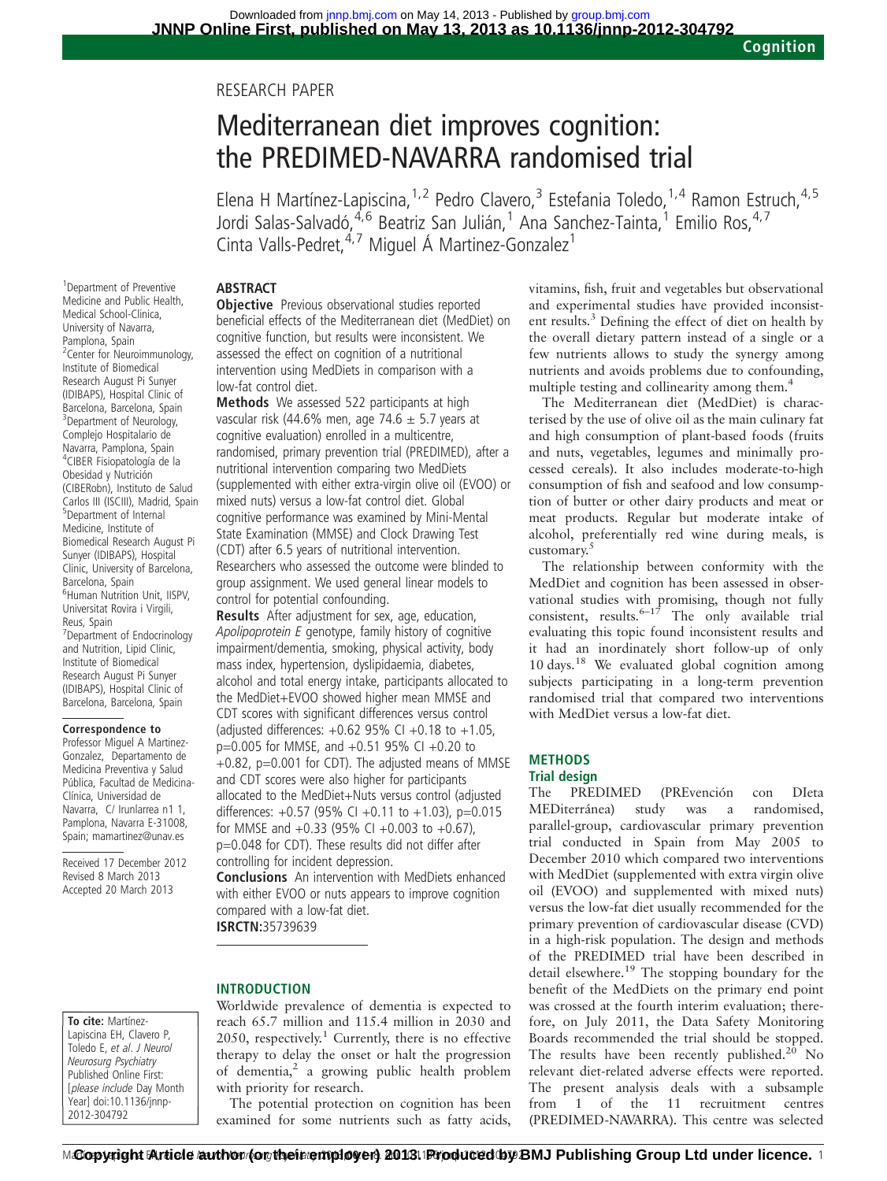RESEARCH PAPER

# Mediterranean diet improves cognition: the PREDIMED-NAVARRA randomised trial

Elena H Martínez-Lapiscina,[1,2] Pedro Clavero,[3] Estefania Toledo,[1,4] Ramon Estruch,[4,5] Jordi Salas-Salvadó,[4,6] Beatriz San Julián,[1] Ana Sanchez-Tainta,[1] Emilio Ros,[4,7] Cinta Valls-Pedret,[4,7] Miguel Á Martinez-Gonzalez[1]

[1]Department of Preventive Medicine and Public Health, Medical School-Clinica, University of Navarra, Pamplona, Spain
[2]Center for Neuroimmunology, Institute of Biomedical Research August Pi Sunyer (IDIBAPS), Hospital Clinic of Barcelona, Barcelona, Spain
[3]Department of Neurology, Complejo Hospitalario de Navarra, Pamplona, Spain
[4]CIBER Fisiopatología de la Obesidad y Nutrición (CIBERobn), Instituto de Salud Carlos III (ISCIII), Madrid, Spain
[5]Department of Internal Medicine, Institute of Biomedical Research August Pi Sunyer (IDIBAPS), Hospital Clinic, University of Barcelona, Barcelona, Spain
[6]Human Nutrition Unit, IISPV, Universitat Rovira i Virgili, Reus, Spain
[7]Department of Endocrinology and Nutrition, Lipid Clinic, Institute of Biomedical Research August Pi Sunyer (IDIBAPS), Hospital Clinic of Barcelona, Barcelona, Spain

**Correspondence to**
Professor Miguel A Martinez-Gonzalez, Departamento de Medicina Preventiva y Salud Pública, Facultad de Medicina-Clínica, Universidad de Navarra, C/ Irunlarrea n1 1, Pamplona, Navarra E-31008, Spain; mamartinez@unav.es

Received 17 December 2012
Revised 8 March 2013
Accepted 20 March 2013

## ABSTRACT

**Objective** Previous observational studies reported beneficial effects of the Mediterranean diet (MedDiet) on cognitive function, but results were inconsistent. We assessed the effect on cognition of a nutritional intervention using MedDiets in comparison with a low-fat control diet.

**Methods** We assessed 522 participants at high vascular risk (44.6% men, age 74.6 ± 5.7 years at cognitive evaluation) enrolled in a multicentre, randomised, primary prevention trial (PREDIMED), after a nutritional intervention comparing two MedDiets (supplemented with either extra-virgin olive oil (EVOO) or mixed nuts) versus a low-fat control diet. Global cognitive performance was examined by Mini-Mental State Examination (MMSE) and Clock Drawing Test (CDT) after 6.5 years of nutritional intervention. Researchers who assessed the outcome were blinded to group assignment. We used general linear models to control for potential confounding.

**Results** After adjustment for sex, age, education, *Apolipoprotein E* genotype, family history of cognitive impairment/dementia, smoking, physical activity, body mass index, hypertension, dyslipidaemia, diabetes, alcohol and total energy intake, participants allocated to the MedDiet+EVOO showed higher mean MMSE and CDT scores with significant differences versus control (adjusted differences: +0.62 95% CI +0.18 to +1.05, p=0.005 for MMSE, and +0.51 95% CI +0.20 to +0.82, p=0.001 for CDT). The adjusted means of MMSE and CDT scores were also higher for participants allocated to the MedDiet+Nuts versus control (adjusted differences: +0.57 (95% CI +0.11 to +1.03), p=0.015 for MMSE and +0.33 (95% CI +0.003 to +0.67), p=0.048 for CDT). These results did not differ after controlling for incident depression.

**Conclusions** An intervention with MedDiets enhanced with either EVOO or nuts appears to improve cognition compared with a low-fat diet.

**ISRCTN:**35739639

**To cite:** Martínez-Lapiscina EH, Clavero P, Toledo E, *et al*. *J Neurol Neurosurg Psychiatry* Published Online First: [*please include* Day Month Year] doi:10.1136/jnnp-2012-304792

## INTRODUCTION

Worldwide prevalence of dementia is expected to reach 65.7 million and 115.4 million in 2030 and 2050, respectively.[1] Currently, there is no effective therapy to delay the onset or halt the progression of dementia,[2] a growing public health problem with priority for research.

The potential protection on cognition has been examined for some nutrients such as fatty acids, vitamins, fish, fruit and vegetables but observational and experimental studies have provided inconsistent results.[3] Defining the effect of diet on health by the overall dietary pattern instead of a single or a few nutrients allows to study the synergy among nutrients and avoids problems due to confounding, multiple testing and collinearity among them.[4]

The Mediterranean diet (MedDiet) is characterised by the use of olive oil as the main culinary fat and high consumption of plant-based foods (fruits and nuts, vegetables, legumes and minimally processed cereals). It also includes moderate-to-high consumption of fish and seafood and low consumption of butter or other dairy products and meat or meat products. Regular but moderate intake of alcohol, preferentially red wine during meals, is customary.[5]

The relationship between conformity with the MedDiet and cognition has been assessed in observational studies with promising, though not fully consistent, results.[6–17] The only available trial evaluating this topic found inconsistent results and it had an inordinately short follow-up of only 10 days.[18] We evaluated global cognition among subjects participating in a long-term prevention randomised trial that compared two interventions with MedDiet versus a low-fat diet.

## METHODS

### Trial design

The PREDIMED (PREvención con DIeta MEDiterránea) study was a randomised, parallel-group, cardiovascular primary prevention trial conducted in Spain from May 2005 to December 2010 which compared two interventions with MedDiet (supplemented with extra virgin olive oil (EVOO) and supplemented with mixed nuts) versus the low-fat diet usually recommended for the primary prevention of cardiovascular disease (CVD) in a high-risk population. The design and methods of the PREDIMED trial have been described in detail elsewhere.[19] The stopping boundary for the benefit of the MedDiets on the primary end point was crossed at the fourth interim evaluation; therefore, on July 2011, the Data Safety Monitoring Boards recommended the trial should be stopped. The results have been recently published.[20] No relevant diet-related adverse effects were reported. The present analysis deals with a subsample from 1 of the 11 recruitment centres (PREDIMED-NAVARRA). This centre was selected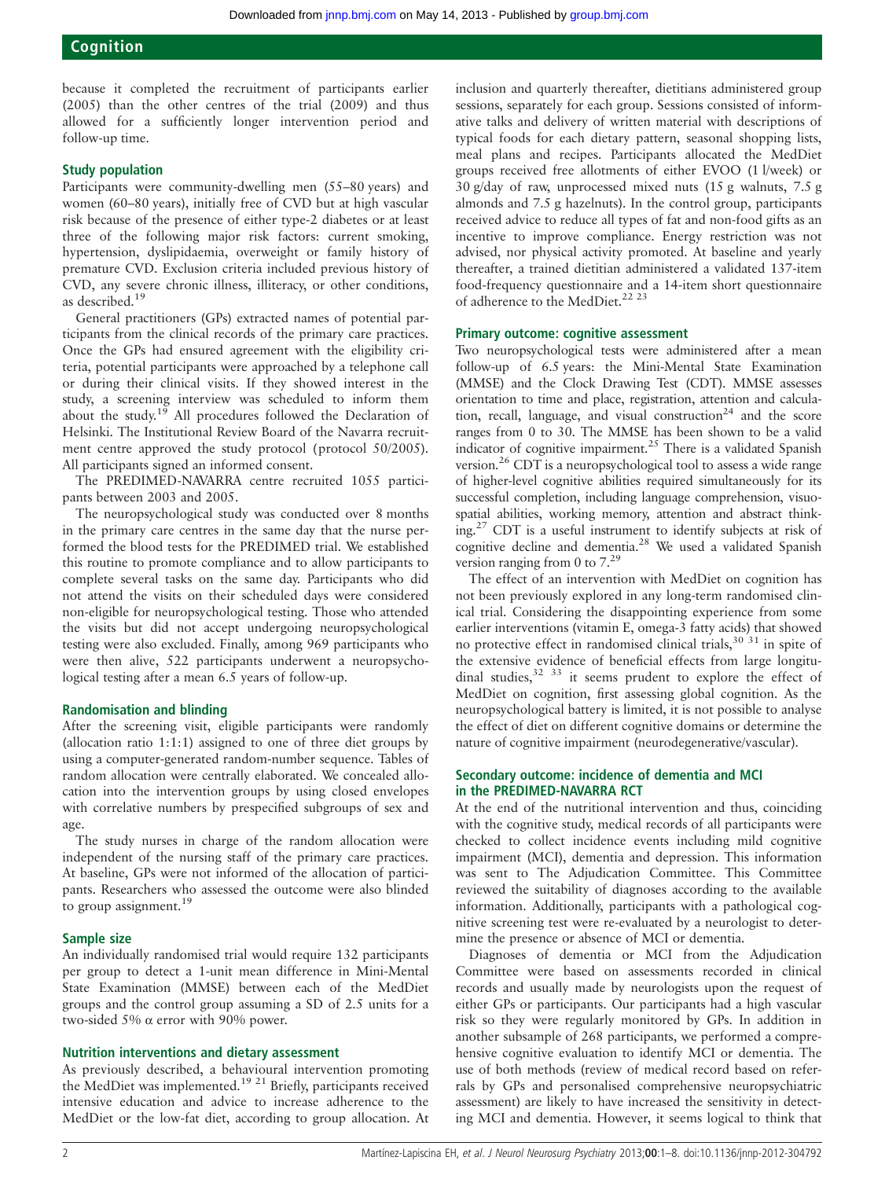because it completed the recruitment of participants earlier (2005) than the other centres of the trial (2009) and thus allowed for a sufficiently longer intervention period and follow-up time.

### Study population

Participants were community-dwelling men (55–80 years) and women (60–80 years), initially free of CVD but at high vascular risk because of the presence of either type-2 diabetes or at least three of the following major risk factors: current smoking, hypertension, dyslipidaemia, overweight or family history of premature CVD. Exclusion criteria included previous history of CVD, any severe chronic illness, illiteracy, or other conditions, as described.[19]

General practitioners (GPs) extracted names of potential participants from the clinical records of the primary care practices. Once the GPs had ensured agreement with the eligibility criteria, potential participants were approached by a telephone call or during their clinical visits. If they showed interest in the study, a screening interview was scheduled to inform them about the study.[19] All procedures followed the Declaration of Helsinki. The Institutional Review Board of the Navarra recruitment centre approved the study protocol (protocol 50/2005). All participants signed an informed consent.

The PREDIMED-NAVARRA centre recruited 1055 participants between 2003 and 2005.

The neuropsychological study was conducted over 8 months in the primary care centres in the same day that the nurse performed the blood tests for the PREDIMED trial. We established this routine to promote compliance and to allow participants to complete several tasks on the same day. Participants who did not attend the visits on their scheduled days were considered non-eligible for neuropsychological testing. Those who attended the visits but did not accept undergoing neuropsychological testing were also excluded. Finally, among 969 participants who were then alive, 522 participants underwent a neuropsychological testing after a mean 6.5 years of follow-up.

### Randomisation and blinding

After the screening visit, eligible participants were randomly (allocation ratio 1:1:1) assigned to one of three diet groups by using a computer-generated random-number sequence. Tables of random allocation were centrally elaborated. We concealed allocation into the intervention groups by using closed envelopes with correlative numbers by prespecified subgroups of sex and age.

The study nurses in charge of the random allocation were independent of the nursing staff of the primary care practices. At baseline, GPs were not informed of the allocation of participants. Researchers who assessed the outcome were also blinded to group assignment.[19]

### Sample size

An individually randomised trial would require 132 participants per group to detect a 1-unit mean difference in Mini-Mental State Examination (MMSE) between each of the MedDiet groups and the control group assuming a SD of 2.5 units for a two-sided 5% α error with 90% power.

### Nutrition interventions and dietary assessment

As previously described, a behavioural intervention promoting the MedDiet was implemented.[19,21] Briefly, participants received intensive education and advice to increase adherence to the MedDiet or the low-fat diet, according to group allocation. At inclusion and quarterly thereafter, dietitians administered group sessions, separately for each group. Sessions consisted of informative talks and delivery of written material with descriptions of typical foods for each dietary pattern, seasonal shopping lists, meal plans and recipes. Participants allocated the MedDiet groups received free allotments of either EVOO (1 l/week) or 30 g/day of raw, unprocessed mixed nuts (15 g walnuts, 7.5 g almonds and 7.5 g hazelnuts). In the control group, participants received advice to reduce all types of fat and non-food gifts as an incentive to improve compliance. Energy restriction was not advised, nor physical activity promoted. At baseline and yearly thereafter, a trained dietitian administered a validated 137-item food-frequency questionnaire and a 14-item short questionnaire of adherence to the MedDiet.[22,23]

### Primary outcome: cognitive assessment

Two neuropsychological tests were administered after a mean follow-up of 6.5 years: the Mini-Mental State Examination (MMSE) and the Clock Drawing Test (CDT). MMSE assesses orientation to time and place, registration, attention and calculation, recall, language, and visual construction[24] and the score ranges from 0 to 30. The MMSE has been shown to be a valid indicator of cognitive impairment.[25] There is a validated Spanish version.[26] CDT is a neuropsychological tool to assess a wide range of higher-level cognitive abilities required simultaneously for its successful completion, including language comprehension, visuospatial abilities, working memory, attention and abstract thinking.[27] CDT is a useful instrument to identify subjects at risk of cognitive decline and dementia.[28] We used a validated Spanish version ranging from 0 to 7.[29]

The effect of an intervention with MedDiet on cognition has not been previously explored in any long-term randomised clinical trial. Considering the disappointing experience from some earlier interventions (vitamin E, omega-3 fatty acids) that showed no protective effect in randomised clinical trials,[30,31] in spite of the extensive evidence of beneficial effects from large longitudinal studies,[32,33] it seems prudent to explore the effect of MedDiet on cognition, first assessing global cognition. As the neuropsychological battery is limited, it is not possible to analyse the effect of diet on different cognitive domains or determine the nature of cognitive impairment (neurodegenerative/vascular).

### Secondary outcome: incidence of dementia and MCI in the PREDIMED-NAVARRA RCT

At the end of the nutritional intervention and thus, coinciding with the cognitive study, medical records of all participants were checked to collect incidence events including mild cognitive impairment (MCI), dementia and depression. This information was sent to The Adjudication Committee. This Committee reviewed the suitability of diagnoses according to the available information. Additionally, participants with a pathological cognitive screening test were re-evaluated by a neurologist to determine the presence or absence of MCI or dementia.

Diagnoses of dementia or MCI from the Adjudication Committee were based on assessments recorded in clinical records and usually made by neurologists upon the request of either GPs or participants. Our participants had a high vascular risk so they were regularly monitored by GPs. In addition in another subsample of 268 participants, we performed a comprehensive cognitive evaluation to identify MCI or dementia. The use of both methods (review of medical record based on referrals by GPs and personalised comprehensive neuropsychiatric assessment) are likely to have increased the sensitivity in detecting MCI and dementia. However, it seems logical to think that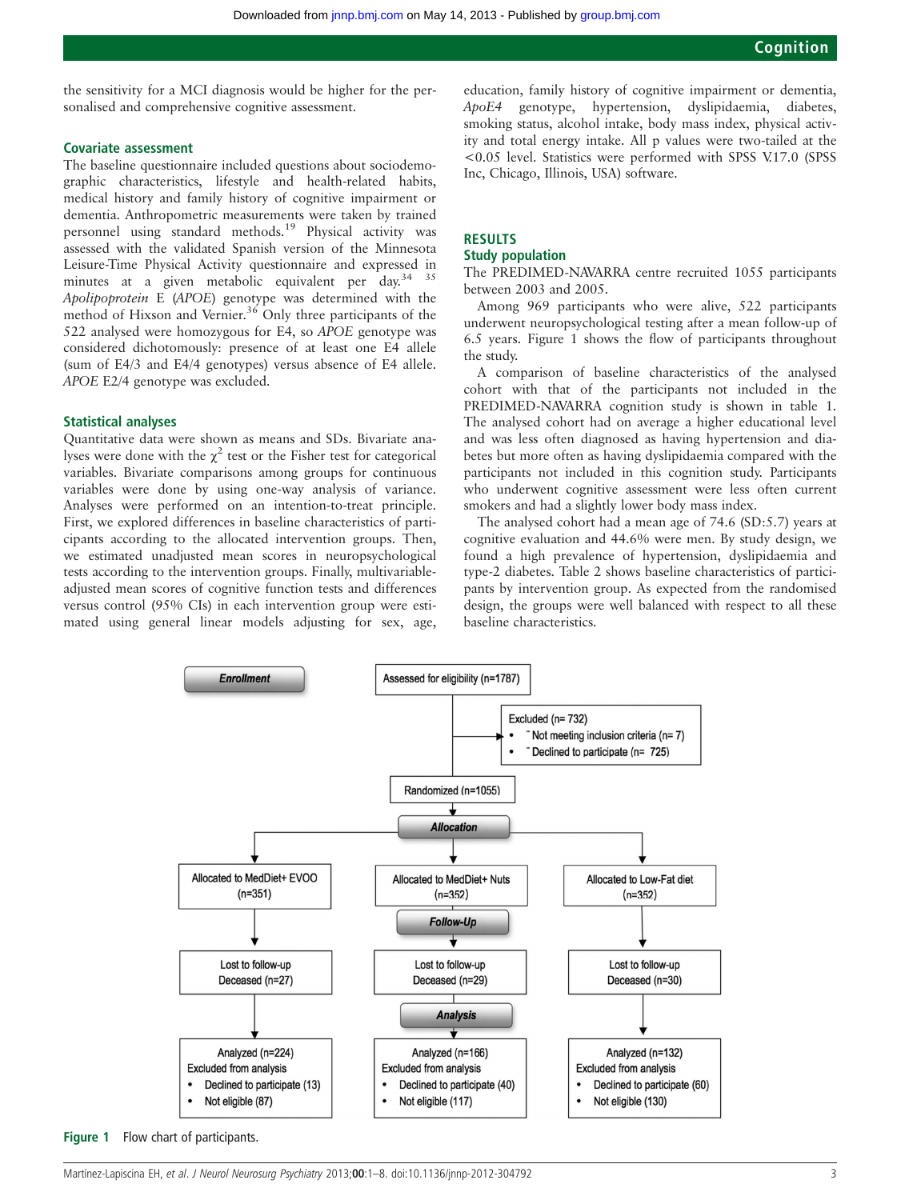the sensitivity for a MCI diagnosis would be higher for the personalised and comprehensive cognitive assessment.

### Covariate assessment

The baseline questionnaire included questions about sociodemographic characteristics, lifestyle and health-related habits, medical history and family history of cognitive impairment or dementia. Anthropometric measurements were taken by trained personnel using standard methods.[19] Physical activity was assessed with the validated Spanish version of the Minnesota Leisure-Time Physical Activity questionnaire and expressed in minutes at a given metabolic equivalent per day.[34 35] *Apolipoprotein* E (*APOE*) genotype was determined with the method of Hixson and Vernier.[36] Only three participants of the 522 analysed were homozygous for E4, so *APOE* genotype was considered dichotomously: presence of at least one E4 allele (sum of E4/3 and E4/4 genotypes) versus absence of E4 allele. *APOE* E2/4 genotype was excluded.

### Statistical analyses

Quantitative data were shown as means and SDs. Bivariate analyses were done with the $\chi^2$ test or the Fisher test for categorical variables. Bivariate comparisons among groups for continuous variables were done by using one-way analysis of variance. Analyses were performed on an intention-to-treat principle. First, we explored differences in baseline characteristics of participants according to the allocated intervention groups. Then, we estimated unadjusted mean scores in neuropsychological tests according to the intervention groups. Finally, multivariable-adjusted mean scores of cognitive function tests and differences versus control (95% CIs) in each intervention group were estimated using general linear models adjusting for sex, age, education, family history of cognitive impairment or dementia, *ApoE4* genotype, hypertension, dyslipidaemia, diabetes, smoking status, alcohol intake, body mass index, physical activity and total energy intake. All p values were two-tailed at the <0.05 level. Statistics were performed with SPSS V.17.0 (SPSS Inc, Chicago, Illinois, USA) software.

## RESULTS

### Study population

The PREDIMED-NAVARRA centre recruited 1055 participants between 2003 and 2005.

Among 969 participants who were alive, 522 participants underwent neuropsychological testing after a mean follow-up of 6.5 years. Figure 1 shows the flow of participants throughout the study.

A comparison of baseline characteristics of the analysed cohort with that of the participants not included in the PREDIMED-NAVARRA cognition study is shown in table 1. The analysed cohort had on average a higher educational level and was less often diagnosed as having hypertension and diabetes but more often as having dyslipidaemia compared with the participants not included in this cognition study. Participants who underwent cognitive assessment were less often current smokers and had a slightly lower body mass index.

The analysed cohort had a mean age of 74.6 (SD:5.7) years at cognitive evaluation and 44.6% were men. By study design, we found a high prevalence of hypertension, dyslipidaemia and type-2 diabetes. Table 2 shows baseline characteristics of participants by intervention group. As expected from the randomised design, the groups were well balanced with respect to all these baseline characteristics.

**Enrollment**

Assessed for eligibility (n=1787)

Excluded (n= 732)
- Not meeting inclusion criteria (n= 7)
- Declined to participate (n= 725)

Randomized (n=1055)

**Allocation**

| Allocated to MedDiet+ EVOO (n=351) | Allocated to MedDiet+ Nuts (n=352) | Allocated to Low-Fat diet (n=352) |
|---|---|---|

**Follow-Up**

| Lost to follow-up Deceased (n=27) | Lost to follow-up Deceased (n=29) | Lost to follow-up Deceased (n=30) |
|---|---|---|

**Analysis**

| Analyzed (n=224) | Analyzed (n=166) | Analyzed (n=132) |
|---|---|---|
| Excluded from analysis | Excluded from analysis | Excluded from analysis |
| • Declined to participate (13) | • Declined to participate (40) | • Declined to participate (60) |
| • Not eligible (87) | • Not eligible (117) | • Not eligible (130) |

**Figure 1** Flow chart of participants.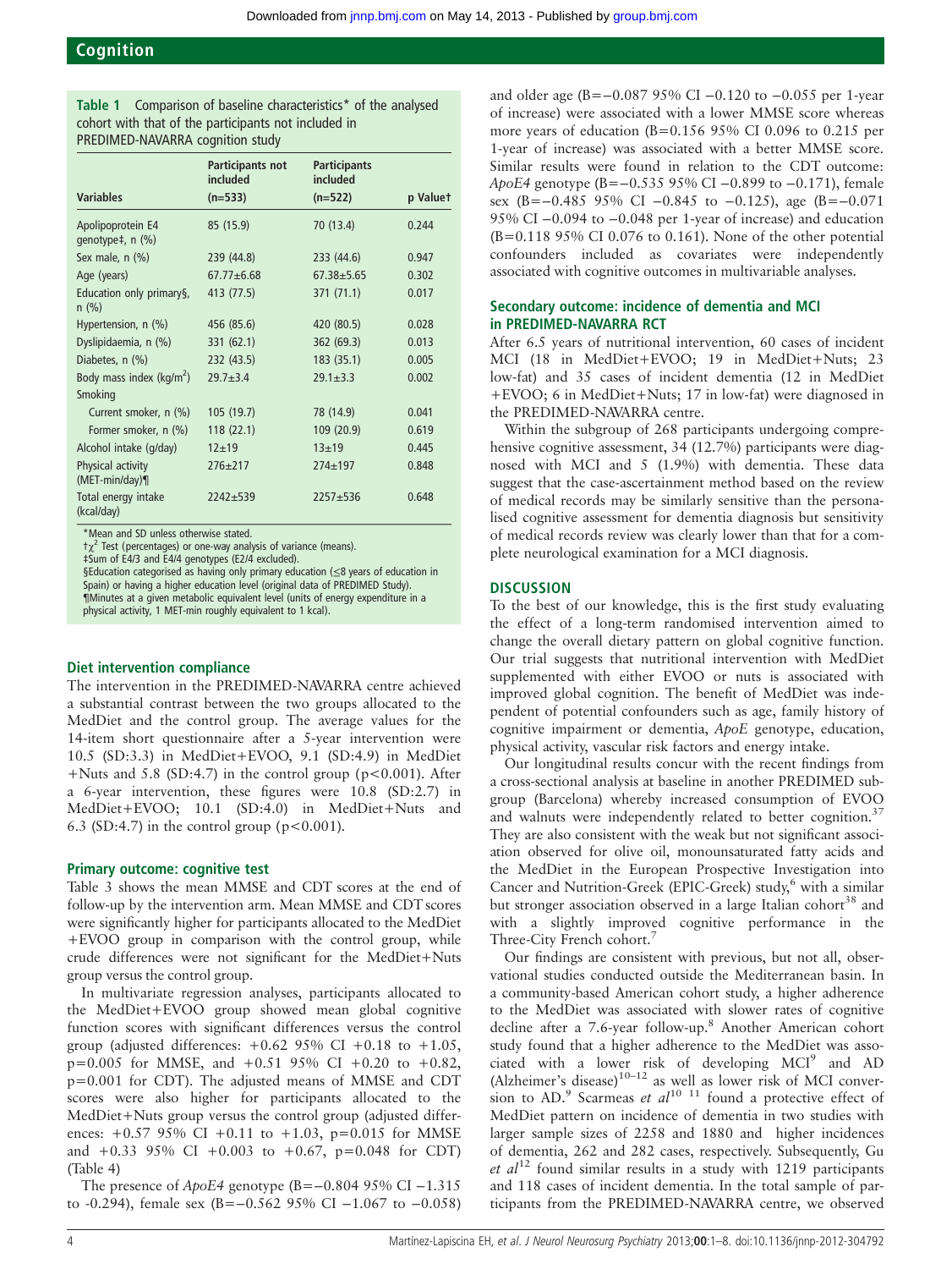**Table 1** Comparison of baseline characteristics* of the analysed cohort with that of the participants not included in PREDIMED-NAVARRA cognition study

| Variables | Participants not included (n=533) | Participants included (n=522) | p Value† |
|---|---|---|---|
| Apolipoprotein E4 genotype‡, n (%) | 85 (15.9) | 70 (13.4) | 0.244 |
| Sex male, n (%) | 239 (44.8) | 233 (44.6) | 0.947 |
| Age (years) | 67.77±6.68 | 67.38±5.65 | 0.302 |
| Education only primary§, n (%) | 413 (77.5) | 371 (71.1) | 0.017 |
| Hypertension, n (%) | 456 (85.6) | 420 (80.5) | 0.028 |
| Dyslipidaemia, n (%) | 331 (62.1) | 362 (69.3) | 0.013 |
| Diabetes, n (%) | 232 (43.5) | 183 (35.1) | 0.005 |
| Body mass index (kg/m$^2$) | 29.7±3.4 | 29.1±3.3 | 0.002 |
| Smoking | | | |
| Current smoker, n (%) | 105 (19.7) | 78 (14.9) | 0.041 |
| Former smoker, n (%) | 118 (22.1) | 109 (20.9) | 0.619 |
| Alcohol intake (g/day) | 12±19 | 13±19 | 0.445 |
| Physical activity (MET-min/day)¶ | 276±217 | 274±197 | 0.848 |
| Total energy intake (kcal/day) | 2242±539 | 2257±536 | 0.648 |

*Mean and SD unless otherwise stated.
†$\chi^2$ Test (percentages) or one-way analysis of variance (means).
‡Sum of E4/3 and E4/4 genotypes (E2/4 excluded).
§Education categorised as having only primary education (≤8 years of education in Spain) or having a higher education level (original data of PREDIMED Study).
¶Minutes at a given metabolic equivalent level (units of energy expenditure in a physical activity, 1 MET-min roughly equivalent to 1 kcal).

### Diet intervention compliance

The intervention in the PREDIMED-NAVARRA centre achieved a substantial contrast between the two groups allocated to the MedDiet and the control group. The average values for the 14-item short questionnaire after a 5-year intervention were 10.5 (SD:3.3) in MedDiet+EVOO, 9.1 (SD:4.9) in MedDiet+Nuts and 5.8 (SD:4.7) in the control group ($p<0.001$). After a 6-year intervention, these figures were 10.8 (SD:2.7) in MedDiet+EVOO; 10.1 (SD:4.0) in MedDiet+Nuts and 6.3 (SD:4.7) in the control group ($p<0.001$).

### Primary outcome: cognitive test

Table 3 shows the mean MMSE and CDT scores at the end of follow-up by the intervention arm. Mean MMSE and CDT scores were significantly higher for participants allocated to the MedDiet+EVOO group in comparison with the control group, while crude differences were not significant for the MedDiet+Nuts group versus the control group.

In multivariate regression analyses, participants allocated to the MedDiet+EVOO group showed mean global cognitive function scores with significant differences versus the control group (adjusted differences: +0.62 95% CI +0.18 to +1.05, p=0.005 for MMSE, and +0.51 95% CI +0.20 to +0.82, p=0.001 for CDT). The adjusted means of MMSE and CDT scores were also higher for participants allocated to the MedDiet+Nuts group versus the control group (adjusted differences: +0.57 95% CI +0.11 to +1.03, p=0.015 for MMSE and +0.33 95% CI +0.003 to +0.67, p=0.048 for CDT) (Table 4)

The presence of *ApoE4* genotype (B=−0.804 95% CI −1.315 to -0.294), female sex (B=−0.562 95% CI −1.067 to −0.058) and older age (B=−0.087 95% CI −0.120 to −0.055 per 1-year of increase) were associated with a lower MMSE score whereas more years of education (B=0.156 95% CI 0.096 to 0.215 per 1-year of increase) was associated with a better MMSE score. Similar results were found in relation to the CDT outcome: *ApoE4* genotype (B=−0.535 95% CI −0.899 to −0.171), female sex (B=−0.485 95% CI −0.845 to −0.125), age (B=−0.071 95% CI −0.094 to −0.048 per 1-year of increase) and education (B=0.118 95% CI 0.076 to 0.161). None of the other potential confounders included as covariates were independently associated with cognitive outcomes in multivariable analyses.

### Secondary outcome: incidence of dementia and MCI in PREDIMED-NAVARRA RCT

After 6.5 years of nutritional intervention, 60 cases of incident MCI (18 in MedDiet+EVOO; 19 in MedDiet+Nuts; 23 low-fat) and 35 cases of incident dementia (12 in MedDiet+EVOO; 6 in MedDiet+Nuts; 17 in low-fat) were diagnosed in the PREDIMED-NAVARRA centre.

Within the subgroup of 268 participants undergoing comprehensive cognitive assessment, 34 (12.7%) participants were diagnosed with MCI and 5 (1.9%) with dementia. These data suggest that the case-ascertainment method based on the review of medical records may be similarly sensitive than the personalised cognitive assessment for dementia diagnosis but sensitivity of medical records review was clearly lower than that for a complete neurological examination for a MCI diagnosis.

## DISCUSSION

To the best of our knowledge, this is the first study evaluating the effect of a long-term randomised intervention aimed to change the overall dietary pattern on global cognitive function. Our trial suggests that nutritional intervention with MedDiet supplemented with either EVOO or nuts is associated with improved global cognition. The benefit of MedDiet was independent of potential confounders such as age, family history of cognitive impairment or dementia, *ApoE* genotype, education, physical activity, vascular risk factors and energy intake.

Our longitudinal results concur with the recent findings from a cross-sectional analysis at baseline in another PREDIMED subgroup (Barcelona) whereby increased consumption of EVOO and walnuts were independently related to better cognition.[37] They are also consistent with the weak but not significant association observed for olive oil, monounsaturated fatty acids and the MedDiet in the European Prospective Investigation into Cancer and Nutrition-Greek (EPIC-Greek) study,[6] with a similar but stronger association observed in a large Italian cohort[38] and with a slightly improved cognitive performance in the Three-City French cohort.[7]

Our findings are consistent with previous, but not all, observational studies conducted outside the Mediterranean basin. In a community-based American cohort study, a higher adherence to the MedDiet was associated with slower rates of cognitive decline after a 7.6-year follow-up.[8] Another American cohort study found that a higher adherence to the MedDiet was associated with a lower risk of developing MCI[9] and AD (Alzheimer's disease)[10–12] as well as lower risk of MCI conversion to AD.[9] Scarmeas *et al*[10 11] found a protective effect of MedDiet pattern on incidence of dementia in two studies with larger sample sizes of 2258 and 1880 and higher incidences of dementia, 262 and 282 cases, respectively. Subsequently, Gu *et al*[12] found similar results in a study with 1219 participants and 118 cases of incident dementia. In the total sample of participants from the PREDIMED-NAVARRA centre, we observed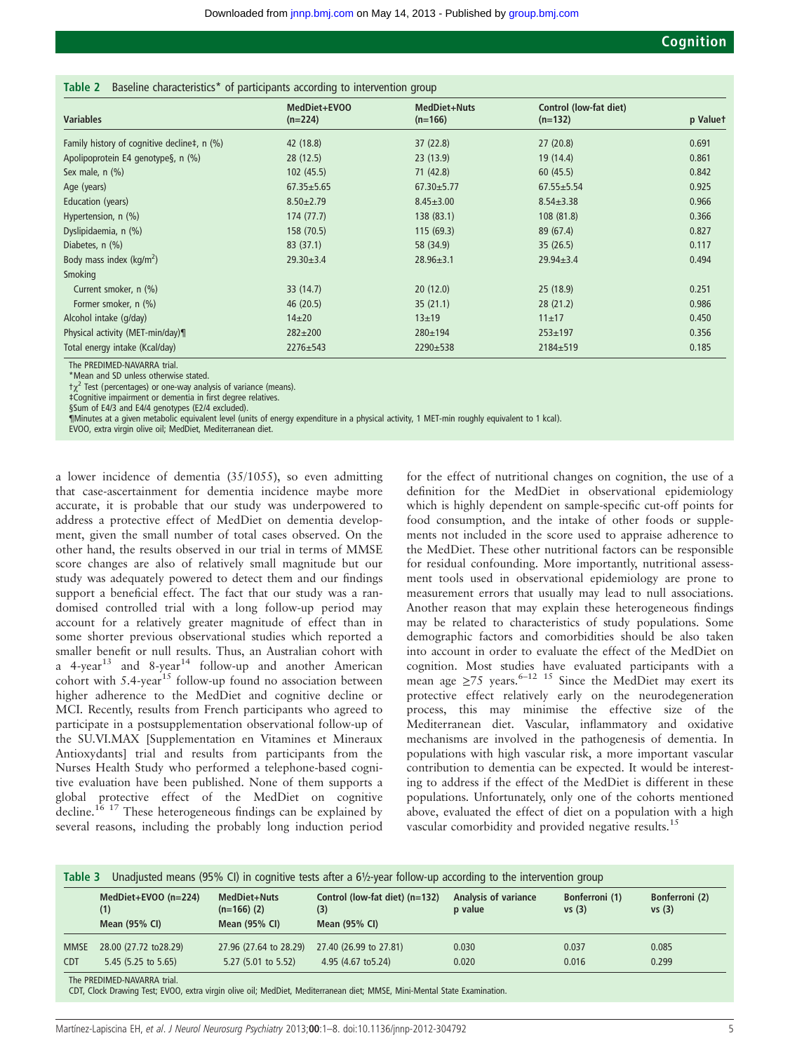**Table 2** Baseline characteristics* of participants according to intervention group

| Variables | MedDiet+EVOO (n=224) | MedDiet+Nuts (n=166) | Control (low-fat diet) (n=132) | p Value† |
|---|---|---|---|---|
| Family history of cognitive decline‡, n (%) | 42 (18.8) | 37 (22.8) | 27 (20.8) | 0.691 |
| Apolipoprotein E4 genotype§, n (%) | 28 (12.5) | 23 (13.9) | 19 (14.4) | 0.861 |
| Sex male, n (%) | 102 (45.5) | 71 (42.8) | 60 (45.5) | 0.842 |
| Age (years) | 67.35±5.65 | 67.30±5.77 | 67.55±5.54 | 0.925 |
| Education (years) | 8.50±2.79 | 8.45±3.00 | 8.54±3.38 | 0.966 |
| Hypertension, n (%) | 174 (77.7) | 138 (83.1) | 108 (81.8) | 0.366 |
| Dyslipidaemia, n (%) | 158 (70.5) | 115 (69.3) | 89 (67.4) | 0.827 |
| Diabetes, n (%) | 83 (37.1) | 58 (34.9) | 35 (26.5) | 0.117 |
| Body mass index (kg/m$^2$) | 29.30±3.4 | 28.96±3.1 | 29.94±3.4 | 0.494 |
| Smoking | | | | |
| Current smoker, n (%) | 33 (14.7) | 20 (12.0) | 25 (18.9) | 0.251 |
| Former smoker, n (%) | 46 (20.5) | 35 (21.1) | 28 (21.2) | 0.986 |
| Alcohol intake (g/day) | 14±20 | 13±19 | 11±17 | 0.450 |
| Physical activity (MET-min/day)¶ | 282±200 | 280±194 | 253±197 | 0.356 |
| Total energy intake (Kcal/day) | 2276±543 | 2290±538 | 2184±519 | 0.185 |

The PREDIMED-NAVARRA trial.
*Mean and SD unless otherwise stated.
†$\chi^2$ Test (percentages) or one-way analysis of variance (means).
‡Cognitive impairment or dementia in first degree relatives.
§Sum of E4/3 and E4/4 genotypes (E2/4 excluded).
¶Minutes at a given metabolic equivalent level (units of energy expenditure in a physical activity, 1 MET-min roughly equivalent to 1 kcal).
EVOO, extra virgin olive oil; MedDiet, Mediterranean diet.

a lower incidence of dementia (35/1055), so even admitting that case-ascertainment for dementia incidence maybe more accurate, it is probable that our study was underpowered to address a protective effect of MedDiet on dementia development, given the small number of total cases observed. On the other hand, the results observed in our trial in terms of MMSE score changes are also of relatively small magnitude but our study was adequately powered to detect them and our findings support a beneficial effect. The fact that our study was a randomised controlled trial with a long follow-up period may account for a relatively greater magnitude of effect than in some shorter previous observational studies which reported a smaller benefit or null results. Thus, an Australian cohort with a 4-year[13] and 8-year[14] follow-up and another American cohort with 5.4-year[15] follow-up found no association between higher adherence to the MedDiet and cognitive decline or MCI. Recently, results from French participants who agreed to participate in a postsupplementation observational follow-up of the SU.VI.MAX [Supplementation en Vitamines et Mineraux Antioxydants] trial and results from participants from the Nurses Health Study who performed a telephone-based cognitive evaluation have been published. None of them supports a global protective effect of the MedDiet on cognitive decline.[16 17] These heterogeneous findings can be explained by several reasons, including the probably long induction period for the effect of nutritional changes on cognition, the use of a definition for the MedDiet in observational epidemiology which is highly dependent on sample-specific cut-off points for food consumption, and the intake of other foods or supplements not included in the score used to appraise adherence to the MedDiet. These other nutritional factors can be responsible for residual confounding. More importantly, nutritional assessment tools used in observational epidemiology are prone to measurement errors that usually may lead to null associations. Another reason that may explain these heterogeneous findings may be related to characteristics of study populations. Some demographic factors and comorbidities should be also taken into account in order to evaluate the effect of the MedDiet on cognition. Most studies have evaluated participants with a mean age ≥75 years.[6–12 15] Since the MedDiet may exert its protective effect relatively early on the neurodegeneration process, this may minimise the effective size of the Mediterranean diet. Vascular, inflammatory and oxidative mechanisms are involved in the pathogenesis of dementia. In populations with high vascular risk, a more important vascular contribution to dementia can be expected. It would be interesting to address if the effect of the MedDiet is different in these populations. Unfortunately, only one of the cohorts mentioned above, evaluated the effect of diet on a population with a high vascular comorbidity and provided negative results.[15]

**Table 3** Unadjusted means (95% CI) in cognitive tests after a 6½-year follow-up according to the intervention group

| | MedDiet+EVOO (n=224) (1) Mean (95% CI) | MedDiet+Nuts (n=166) (2) Mean (95% CI) | Control (low-fat diet) (n=132) (3) Mean (95% CI) | Analysis of variance p value | Bonferroni (1) vs (3) | Bonferroni (2) vs (3) |
|---|---|---|---|---|---|---|
| MMSE | 28.00 (27.72 to28.29) | 27.96 (27.64 to 28.29) | 27.40 (26.99 to 27.81) | 0.030 | 0.037 | 0.085 |
| CDT | 5.45 (5.25 to 5.65) | 5.27 (5.01 to 5.52) | 4.95 (4.67 to5.24) | 0.020 | 0.016 | 0.299 |

The PREDIMED-NAVARRA trial.
CDT, Clock Drawing Test; EVOO, extra virgin olive oil; MedDiet, Mediterranean diet; MMSE, Mini-Mental State Examination.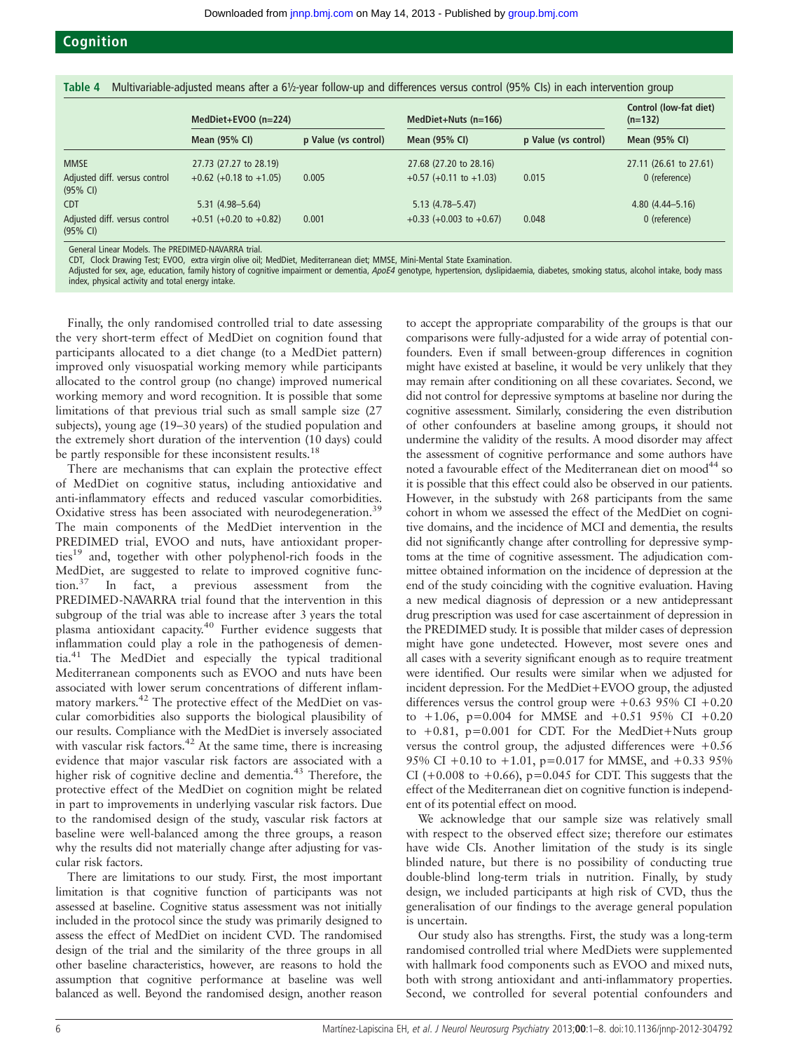**Table 4** Multivariable-adjusted means after a 6½-year follow-up and differences versus control (95% CIs) in each intervention group

| | MedDiet+EVOO (n=224) | | MedDiet+Nuts (n=166) | | Control (low-fat diet) (n=132) |
|---|---|---|---|---|---|
| | Mean (95% CI) | p Value (vs control) | Mean (95% CI) | p Value (vs control) | Mean (95% CI) |
| MMSE | 27.73 (27.27 to 28.19) | | 27.68 (27.20 to 28.16) | | 27.11 (26.61 to 27.61) |
| Adjusted diff. versus control (95% CI) | +0.62 (+0.18 to +1.05) | 0.005 | +0.57 (+0.11 to +1.03) | 0.015 | 0 (reference) |
| CDT | 5.31 (4.98–5.64) | | 5.13 (4.78–5.47) | | 4.80 (4.44–5.16) |
| Adjusted diff. versus control (95% CI) | +0.51 (+0.20 to +0.82) | 0.001 | +0.33 (+0.003 to +0.67) | 0.048 | 0 (reference) |

General Linear Models. The PREDIMED-NAVARRA trial.
CDT, Clock Drawing Test; EVOO, extra virgin olive oil; MedDiet, Mediterranean diet; MMSE, Mini-Mental State Examination.
Adjusted for sex, age, education, family history of cognitive impairment or dementia, *ApoE4* genotype, hypertension, dyslipidaemia, diabetes, smoking status, alcohol intake, body mass index, physical activity and total energy intake.

Finally, the only randomised controlled trial to date assessing the very short-term effect of MedDiet on cognition found that participants allocated to a diet change (to a MedDiet pattern) improved only visuospatial working memory while participants allocated to the control group (no change) improved numerical working memory and word recognition. It is possible that some limitations of that previous trial such as small sample size (27 subjects), young age (19–30 years) of the studied population and the extremely short duration of the intervention (10 days) could be partly responsible for these inconsistent results.[18]

There are mechanisms that can explain the protective effect of MedDiet on cognitive status, including antioxidative and anti-inflammatory effects and reduced vascular comorbidities. Oxidative stress has been associated with neurodegeneration.[39] The main components of the MedDiet intervention in the PREDIMED trial, EVOO and nuts, have antioxidant properties[19] and, together with other polyphenol-rich foods in the MedDiet, are suggested to relate to improved cognitive function.[37] In fact, a previous assessment from the PREDIMED-NAVARRA trial found that the intervention in this subgroup of the trial was able to increase after 3 years the total plasma antioxidant capacity.[40] Further evidence suggests that inflammation could play a role in the pathogenesis of dementia.[41] The MedDiet and especially the typical traditional Mediterranean components such as EVOO and nuts have been associated with lower serum concentrations of different inflammatory markers.[42] The protective effect of the MedDiet on vascular comorbidities also supports the biological plausibility of our results. Compliance with the MedDiet is inversely associated with vascular risk factors.[42] At the same time, there is increasing evidence that major vascular risk factors are associated with a higher risk of cognitive decline and dementia.[43] Therefore, the protective effect of the MedDiet on cognition might be related in part to improvements in underlying vascular risk factors. Due to the randomised design of the study, vascular risk factors at baseline were well-balanced among the three groups, a reason why the results did not materially change after adjusting for vascular risk factors.

There are limitations to our study. First, the most important limitation is that cognitive function of participants was not assessed at baseline. Cognitive status assessment was not initially included in the protocol since the study was primarily designed to assess the effect of MedDiet on incident CVD. The randomised design of the trial and the similarity of the three groups in all other baseline characteristics, however, are reasons to hold the assumption that cognitive performance at baseline was well balanced as well. Beyond the randomised design, another reason to accept the appropriate comparability of the groups is that our comparisons were fully-adjusted for a wide array of potential confounders. Even if small between-group differences in cognition might have existed at baseline, it would be very unlikely that they may remain after conditioning on all these covariates. Second, we did not control for depressive symptoms at baseline nor during the cognitive assessment. Similarly, considering the even distribution of other confounders at baseline among groups, it should not undermine the validity of the results. A mood disorder may affect the assessment of cognitive performance and some authors have noted a favourable effect of the Mediterranean diet on mood[44] so it is possible that this effect could also be observed in our patients. However, in the substudy with 268 participants from the same cohort in whom we assessed the effect of the MedDiet on cognitive domains, and the incidence of MCI and dementia, the results did not significantly change after controlling for depressive symptoms at the time of cognitive assessment. The adjudication committee obtained information on the incidence of depression at the end of the study coinciding with the cognitive evaluation. Having a new medical diagnosis of depression or a new antidepressant drug prescription was used for case ascertainment of depression in the PREDIMED study. It is possible that milder cases of depression might have gone undetected. However, most severe ones and all cases with a severity significant enough as to require treatment were identified. Our results were similar when we adjusted for incident depression. For the MedDiet+EVOO group, the adjusted differences versus the control group were +0.63 95% CI +0.20 to +1.06, p=0.004 for MMSE and +0.51 95% CI +0.20 to +0.81, p=0.001 for CDT. For the MedDiet+Nuts group versus the control group, the adjusted differences were +0.56 95% CI +0.10 to +1.01, p=0.017 for MMSE, and +0.33 95% CI (+0.008 to +0.66), p=0.045 for CDT. This suggests that the effect of the Mediterranean diet on cognitive function is independent of its potential effect on mood.

We acknowledge that our sample size was relatively small with respect to the observed effect size; therefore our estimates have wide CIs. Another limitation of the study is its single blinded nature, but there is no possibility of conducting true double-blind long-term trials in nutrition. Finally, by study design, we included participants at high risk of CVD, thus the generalisation of our findings to the average general population is uncertain.

Our study also has strengths. First, the study was a long-term randomised controlled trial where MedDiets were supplemented with hallmark food components such as EVOO and mixed nuts, both with strong antioxidant and anti-inflammatory properties. Second, we controlled for several potential confounders and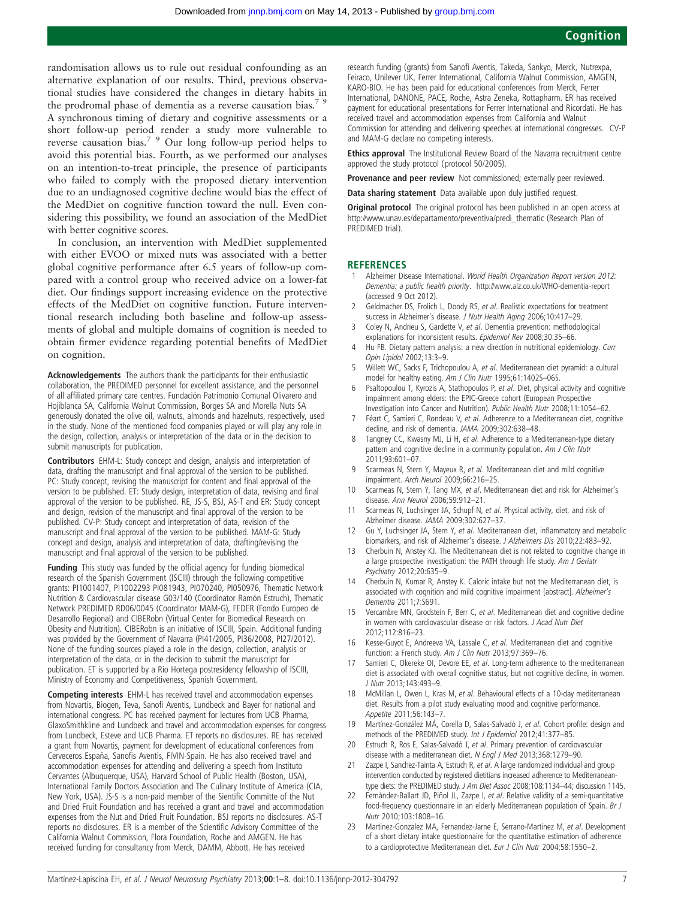randomisation allows us to rule out residual confounding as an alternative explanation of our results. Third, previous observational studies have considered the changes in dietary habits in the prodromal phase of dementia as a reverse causation bias.[7 9] A synchronous timing of dietary and cognitive assessments or a short follow-up period render a study more vulnerable to reverse causation bias.[7 9] Our long follow-up period helps to avoid this potential bias. Fourth, as we performed our analyses on an intention-to-treat principle, the presence of participants who failed to comply with the proposed dietary intervention due to an undiagnosed cognitive decline would bias the effect of the MedDiet on cognitive function toward the null. Even considering this possibility, we found an association of the MedDiet with better cognitive scores.

In conclusion, an intervention with MedDiet supplemented with either EVOO or mixed nuts was associated with a better global cognitive performance after 6.5 years of follow-up compared with a control group who received advice on a lower-fat diet. Our findings support increasing evidence on the protective effects of the MedDiet on cognitive function. Future interventional research including both baseline and follow-up assessments of global and multiple domains of cognition is needed to obtain firmer evidence regarding potential benefits of MedDiet on cognition.

**Acknowledgements** The authors thank the participants for their enthusiastic collaboration, the PREDIMED personnel for excellent assistance, and the personnel of all affiliated primary care centres. Fundación Patrimonio Comunal Olivarero and Hojiblanca SA, California Walnut Commission, Borges SA and Morella Nuts SA generously donated the olive oil, walnuts, almonds and hazelnuts, respectively, used in the study. None of the mentioned food companies played or will play any role in the design, collection, analysis or interpretation of the data or in the decision to submit manuscripts for publication.

**Contributors** EHM-L: Study concept and design, analysis and interpretation of data, drafting the manuscript and final approval of the version to be published. PC: Study concept, revising the manuscript for content and final approval of the version to be published. ET: Study design, interpretation of data, revising and final approval of the version to be published. RE, JS-S, BSJ, AS-T and ER: Study concept and design, revision of the manuscript and final approval of the version to be published. CV-P: Study concept and interpretation of data, revision of the manuscript and final approval of the version to be published. MAM-G: Study concept and design, analysis and interpretation of data, drafting/revising the manuscript and final approval of the version to be published.

**Funding** This study was funded by the official agency for funding biomedical research of the Spanish Government (ISCIII) through the following competitive grants: PI1001407, PI1002293 PI081943, PI070240, PI050976, Thematic Network Nutrition & Cardiovascular disease G03/140 (Coordinator Ramón Estruch), Thematic Network PREDIMED RD06/0045 (Coordinator MAM-G), FEDER (Fondo Europeo de Desarrollo Regional) and CIBERobn (Virtual Center for Biomedical Research on Obesity and Nutrition). CIBERobn is an initiative of ISCIII, Spain. Additional funding was provided by the Government of Navarra (PI41/2005, PI36/2008, PI27/2012). None of the funding sources played a role in the design, collection, analysis or interpretation of the data, or in the decision to submit the manuscript for publication. ET is supported by a Rio Hortega postresidency fellowship of ISCIII, Ministry of Economy and Competitiveness, Spanish Government.

**Competing interests** EHM-L has received travel and accommodation expenses from Novartis, Biogen, Teva, Sanofi Aventis, Lundbeck and Bayer for national and international congress. PC has received payment for lectures from UCB Pharma, GlaxoSmithkline and Lundbeck and travel and accommodation expenses for congress from Lundbeck, Esteve and UCB Pharma. ET reports no disclosures. RE has received a grant from Novartis, payment for development of educational conferences from Cerveceros España, Sanofis Aventis, FIVIN-Spain. He has also received travel and accommodation expenses for attending and delivering a speech from Instituto Cervantes (Albuquerque, USA), Harvard School of Public Health (Boston, USA), International Family Doctors Association and The Culinary Institute of America (CIA, New York, USA). JS-S is a non-paid member of the Sientific Committe of the Nut and Dried Fruit Foundation and has received a grant and travel and accommodation expenses from the Nut and Dried Fruit Foundation. BSJ reports no disclosures. AS-T reports no disclosures. ER is a member of the Scientific Advisory Committee of the California Walnut Commission, Flora Foundation, Roche and AMGEN. He has received funding for consultancy from Merck, DAMM, Abbott. He has received research funding (grants) from Sanofi Aventis, Takeda, Sankyo, Merck, Nutrexpa, Feiraco, Unilever UK, Ferrer International, California Walnut Commission, AMGEN, KARO-BIO. He has been paid for educational conferences from Merck, Ferrer International, DANONE, PACE, Roche, Astra Zeneka, Rottapharm. ER has received payment for educational presentations for Ferrer International and Ricordati. He has received travel and accommodation expenses from California and Walnut Commission for attending and delivering speeches at international congresses. CV-P and MAM-G declare no competing interests.

**Ethics approval** The Institutional Review Board of the Navarra recruitment centre approved the study protocol (protocol 50/2005).

**Provenance and peer review** Not commissioned; externally peer reviewed.

**Data sharing statement** Data available upon duly justified request.

**Original protocol** The original protocol has been published in an open access at http://www.unav.es/departamento/preventiva/predi_thematic (Research Plan of PREDIMED trial).

## REFERENCES

1. Alzheimer Disease International. *World Health Organization Report version 2012: Dementia: a public health priority*. http://www.alz.co.uk/WHO-dementia-report (accessed 9 Oct 2012).
2. Geldmacher DS, Frolich L, Doody RS, *et al*. Realistic expectations for treatment success in Alzheimer's disease. *J Nutr Health Aging* 2006;10:417–29.
3. Coley N, Andrieu S, Gardette V, *et al*. Dementia prevention: methodological explanations for inconsistent results. *Epidemiol Rev* 2008;30:35–66.
4. Hu FB. Dietary pattern analysis: a new direction in nutritional epidemiology. *Curr Opin Lipidol* 2002;13:3–9.
5. Willett WC, Sacks F, Trichopoulou A, *et al*. Mediterranean diet pyramid: a cultural model for healthy eating. *Am J Clin Nutr* 1995;61:1402S–06S.
6. Psaltopoulou T, Kyrozis A, Stathopoulos P, *et al*. Diet, physical activity and cognitive impairment among elders: the EPIC-Greece cohort (European Prospective Investigation into Cancer and Nutrition). *Public Health Nutr* 2008;11:1054–62.
7. Féart C, Samieri C, Rondeau V, *et al*. Adherence to a Mediterranean diet, cognitive decline, and risk of dementia. *JAMA* 2009;302:638–48.
8. Tangney CC, Kwasny MJ, Li H, *et al*. Adherence to a Mediterranean-type dietary pattern and cognitive decline in a community population. *Am J Clin Nutr* 2011;93:601–07.
9. Scarmeas N, Stern Y, Mayeux R, *et al*. Mediterranean diet and mild cognitive impairment. *Arch Neurol* 2009;66:216–25.
10. Scarmeas N, Stern Y, Tang MX, *et al*. Mediterranean diet and risk for Alzheimer's disease. *Ann Neurol* 2006;59:912–21.
11. Scarmeas N, Luchsinger JA, Schupf N, *et al*. Physical activity, diet, and risk of Alzheimer disease. *JAMA* 2009;302:627–37.
12. Gu Y, Luchsinger JA, Stern Y, *et al*. Mediterranean diet, inflammatory and metabolic biomarkers, and risk of Alzheimer's disease. *J Alzheimers Dis* 2010;22:483–92.
13. Cherbuin N, Anstey KJ. The Mediterranean diet is not related to cognitive change in a large prospective investigation: the PATH through life study. *Am J Geriatr Psychiatry* 2012;20:635–9.
14. Cherbuin N, Kumar R, Anstey K. Caloric intake but not the Mediterranean diet, is associated with cognition and mild cognitive impairment [abstract]. *Alzheimer's Dementia* 2011;7:S691.
15. Vercambre MN, Grodstein F, Berr C, *et al*. Mediterranean diet and cognitive decline in women with cardiovascular disease or risk factors. *J Acad Nutr Diet* 2012;112:816–23.
16. Kesse-Guyot E, Andreeva VA, Lassale C, *et al*. Mediterranean diet and cognitive function: a French study. *Am J Clin Nutr* 2013;97:369–76.
17. Samieri C, Okereke OI, Devore EE, *et al*. Long-term adherence to the mediterranean diet is associated with overall cognitive status, but not cognitive decline, in women. *J Nutr* 2013;143:493–9.
18. McMillan L, Owen L, Kras M, *et al*. Behavioural effects of a 10-day mediterranean diet. Results from a pilot study evaluating mood and cognitive performance. *Appetite* 2011;56:143–7.
19. Martínez-González MÁ, Corella D, Salas-Salvadó J, *et al*. Cohort profile: design and methods of the PREDIMED study. *Int J Epidemiol* 2012;41:377–85.
20. Estruch R, Ros E, Salas-Salvadó J, *et al*. Primary prevention of cardiovascular disease with a mediterranean diet. *N Engl J Med* 2013;368:1279–90.
21. Zazpe I, Sanchez-Tainta A, Estruch R, *et al*. A large randomized individual and group intervention conducted by registered dietitians increased adherence to Mediterranean-type diets: the PREDIMED study. *J Am Diet Assoc* 2008;108:1134–44; discussion 1145.
22. Fernández-Ballart JD, Piñol JL, Zazpe I, *et al*. Relative validity of a semi-quantitative food-frequency questionnaire in an elderly Mediterranean population of Spain. *Br J Nutr* 2010;103:1808–16.
23. Martinez-Gonzalez MA, Fernandez-Jarne E, Serrano-Martinez M, *et al*. Development of a short dietary intake questionnaire for the quantitative estimation of adherence to a cardioprotective Mediterranean diet. *Eur J Clin Nutr* 2004;58:1550–2.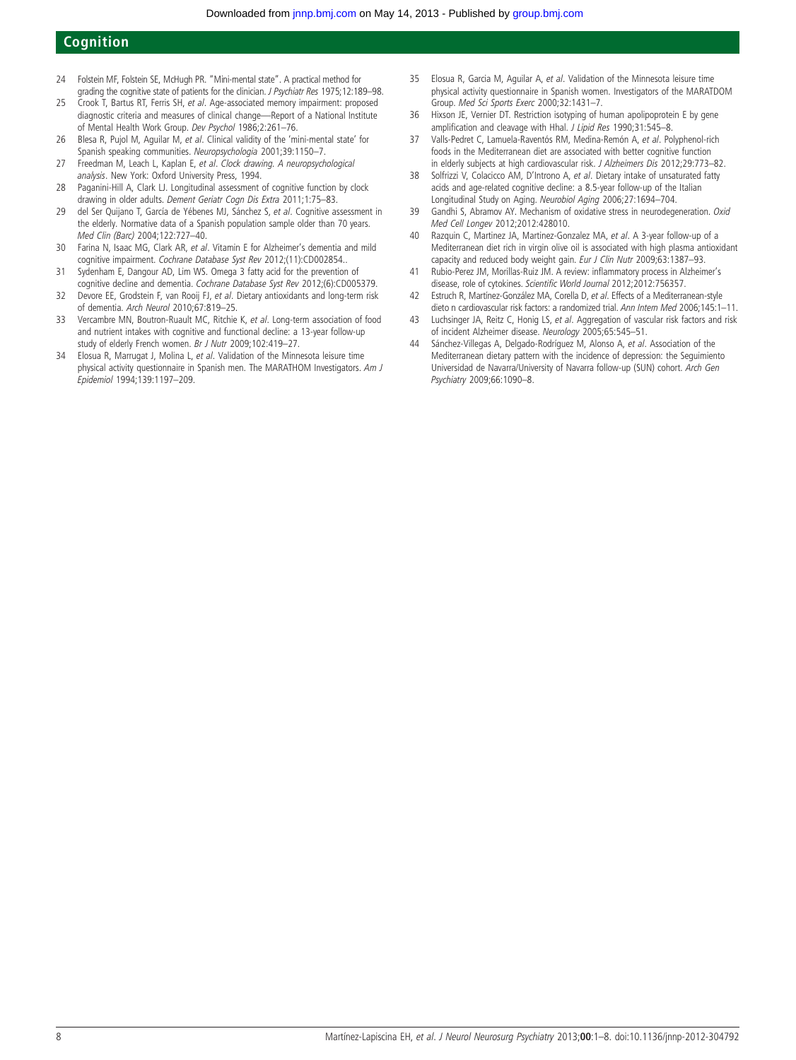24 Folstein MF, Folstein SE, McHugh PR. "Mini-mental state". A practical method for grading the cognitive state of patients for the clinician. *J Psychiatr Res* 1975;12:189–98.

25 Crook T, Bartus RT, Ferris SH, *et al*. Age-associated memory impairment: proposed diagnostic criteria and measures of clinical change—Report of a National Institute of Mental Health Work Group. *Dev Psychol* 1986;2:261–76.

26 Blesa R, Pujol M, Aguilar M, *et al*. Clinical validity of the 'mini-mental state' for Spanish speaking communities. *Neuropsychologia* 2001;39:1150–7.

27 Freedman M, Leach L, Kaplan E, *et al*. *Clock drawing. A neuropsychological analysis*. New York: Oxford University Press, 1994.

28 Paganini-Hill A, Clark LJ. Longitudinal assessment of cognitive function by clock drawing in older adults. *Dement Geriatr Cogn Dis Extra* 2011;1:75–83.

29 del Ser Quijano T, García de Yébenes MJ, Sánchez S, *et al*. Cognitive assessment in the elderly. Normative data of a Spanish population sample older than 70 years. *Med Clin (Barc)* 2004;122:727–40.

30 Farina N, Isaac MG, Clark AR, *et al*. Vitamin E for Alzheimer's dementia and mild cognitive impairment. *Cochrane Database Syst Rev* 2012;(11):CD002854..

31 Sydenham E, Dangour AD, Lim WS. Omega 3 fatty acid for the prevention of cognitive decline and dementia. *Cochrane Database Syst Rev* 2012;(6):CD005379.

32 Devore EE, Grodstein F, van Rooij FJ, *et al*. Dietary antioxidants and long-term risk of dementia. *Arch Neurol* 2010;67:819–25.

33 Vercambre MN, Boutron-Ruault MC, Ritchie K, *et al*. Long-term association of food and nutrient intakes with cognitive and functional decline: a 13-year follow-up study of elderly French women. *Br J Nutr* 2009;102:419–27.

34 Elosua R, Marrugat J, Molina L, *et al*. Validation of the Minnesota leisure time physical activity questionnaire in Spanish men. The MARATHOM Investigators. *Am J Epidemiol* 1994;139:1197–209.

35 Elosua R, Garcia M, Aguilar A, *et al*. Validation of the Minnesota leisure time physical activity questionnaire in Spanish women. Investigators of the MARATDOM Group. *Med Sci Sports Exerc* 2000;32:1431–7.

36 Hixson JE, Vernier DT. Restriction isotyping of human apolipoprotein E by gene amplification and cleavage with HhaI. *J Lipid Res* 1990;31:545–8.

37 Valls-Pedret C, Lamuela-Raventós RM, Medina-Remón A, *et al*. Polyphenol-rich foods in the Mediterranean diet are associated with better cognitive function in elderly subjects at high cardiovascular risk. *J Alzheimers Dis* 2012;29:773–82.

38 Solfrizzi V, Colacicco AM, D'Introno A, *et al*. Dietary intake of unsaturated fatty acids and age-related cognitive decline: a 8.5-year follow-up of the Italian Longitudinal Study on Aging. *Neurobiol Aging* 2006;27:1694–704.

39 Gandhi S, Abramov AY. Mechanism of oxidative stress in neurodegeneration. *Oxid Med Cell Longev* 2012;2012:428010.

40 Razquin C, Martinez JA, Martinez-Gonzalez MA, *et al*. A 3-year follow-up of a Mediterranean diet rich in virgin olive oil is associated with high plasma antioxidant capacity and reduced body weight gain. *Eur J Clin Nutr* 2009;63:1387–93.

41 Rubio-Perez JM, Morillas-Ruiz JM. A review: inflammatory process in Alzheimer's disease, role of cytokines. *Scientific World Journal* 2012;2012:756357.

42 Estruch R, Martínez-González MA, Corella D, *et al*. Effects of a Mediterranean-style dieto n cardiovascular risk factors: a randomized trial. *Ann Intern Med* 2006;145:1–11.

43 Luchsinger JA, Reitz C, Honig LS, *et al*. Aggregation of vascular risk factors and risk of incident Alzheimer disease. *Neurology* 2005;65:545–51.

44 Sánchez-Villegas A, Delgado-Rodríguez M, Alonso A, *et al*. Association of the Mediterranean dietary pattern with the incidence of depression: the Seguimiento Universidad de Navarra/University of Navarra follow-up (SUN) cohort. *Arch Gen Psychiatry* 2009;66:1090–8.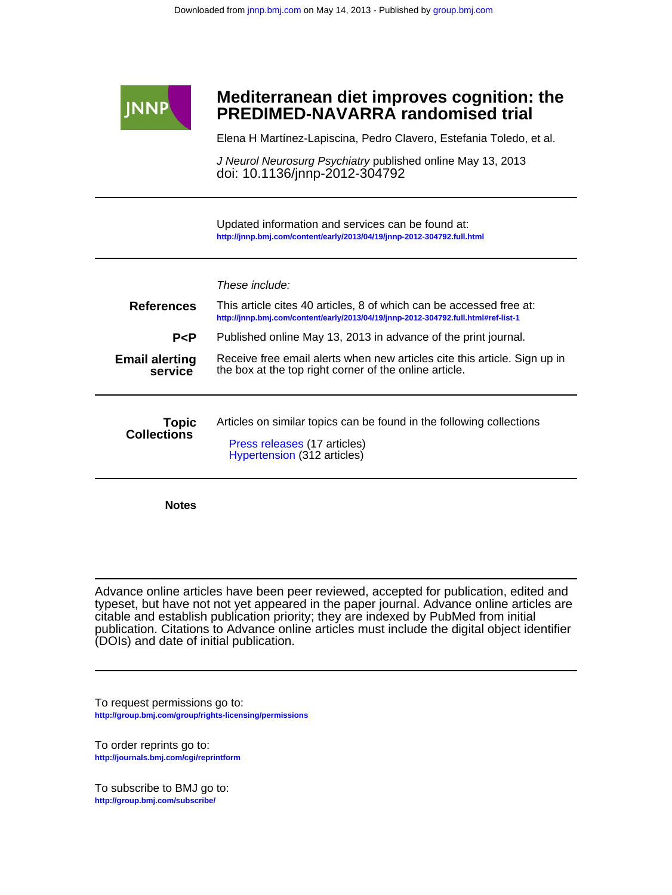Downloaded from jnnp.bmj.com on May 14, 2013 - Published by group.bmj.com

JNNP

# Mediterranean diet improves cognition: the PREDIMED-NAVARRA randomised trial

Elena H Martínez-Lapiscina, Pedro Clavero, Estefania Toledo, et al.

*J Neurol Neurosurg Psychiatry* published online May 13, 2013
doi: 10.1136/jnnp-2012-304792

Updated information and services can be found at:
http://jnnp.bmj.com/content/early/2013/04/19/jnnp-2012-304792.full.html

*These include:*

**References** This article cites 40 articles, 8 of which can be accessed free at:
http://jnnp.bmj.com/content/early/2013/04/19/jnnp-2012-304792.full.html#ref-list-1

**P<P** Published online May 13, 2013 in advance of the print journal.

**Email alerting service** Receive free email alerts when new articles cite this article. Sign up in the box at the top right corner of the online article.

**Topic Collections** Articles on similar topics can be found in the following collections

Press releases (17 articles)
Hypertension (312 articles)

**Notes**

Advance online articles have been peer reviewed, accepted for publication, edited and typeset, but have not not yet appeared in the paper journal. Advance online articles are citable and establish publication priority; they are indexed by PubMed from initial publication. Citations to Advance online articles must include the digital object identifier (DOIs) and date of initial publication.

To request permissions go to:
http://group.bmj.com/group/rights-licensing/permissions

To order reprints go to:
http://journals.bmj.com/cgi/reprintform

To subscribe to BMJ go to:
http://group.bmj.com/subscribe/